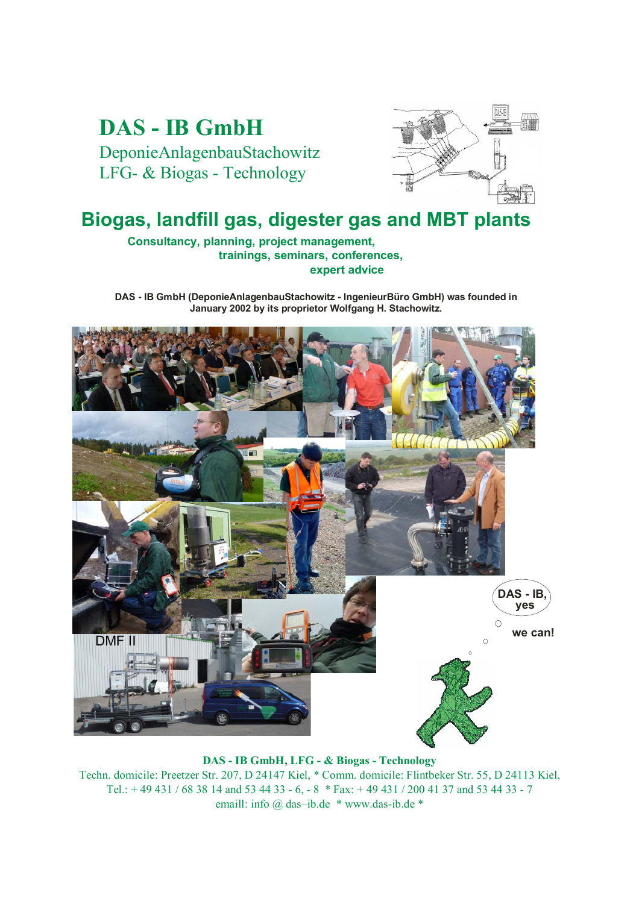# DAS - IB GmbH

DeponieAnlagenbauStachowitz
LFG- & Biogas - Technology

## Biogas, landfill gas, digester gas and MBT plants

**Consultancy, planning, project management, trainings, seminars, conferences, expert advice**

**DAS - IB GmbH (DeponieAnlagenbauStachowitz - IngenieurBüro GmbH) was founded in January 2002 by its proprietor Wolfgang H. Stachowitz.**

**DAS - IB GmbH, LFG - & Biogas - Technology**
Techn. domicile: Preetzer Str. 207, D 24147 Kiel, * Comm. domicile: Flintbeker Str. 55, D 24113 Kiel,
Tel.: + 49 431 / 68 38 14 and 53 44 33 - 6, - 8 * Fax: + 49 431 / 200 41 37 and 53 44 33 - 7
emaill: info @ das–ib.de * www.das-ib.de *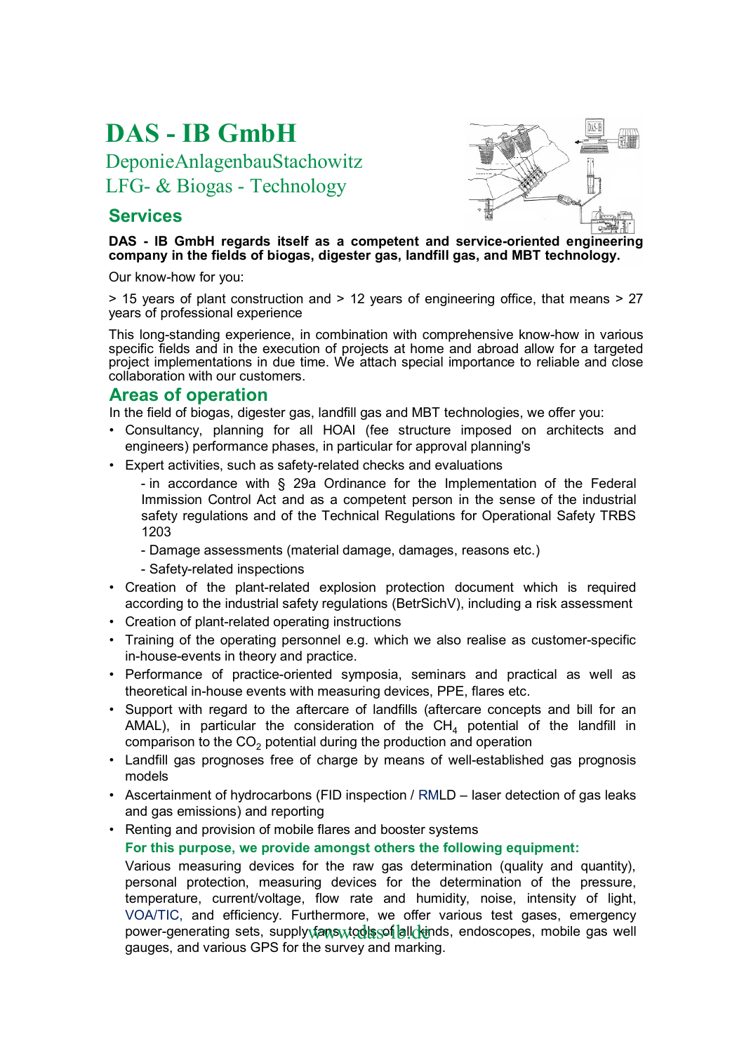# DAS - IB GmbH

DeponieAnlagenbauStachowitz
LFG- & Biogas - Technology

## Services

**DAS - IB GmbH regards itself as a competent and service-oriented engineering company in the fields of biogas, digester gas, landfill gas, and MBT technology.**

Our know-how for you:

> 15 years of plant construction and > 12 years of engineering office, that means > 27 years of professional experience

This long-standing experience, in combination with comprehensive know-how in various specific fields and in the execution of projects at home and abroad allow for a targeted project implementations in due time. We attach special importance to reliable and close collaboration with our customers.

## Areas of operation

In the field of biogas, digester gas, landfill gas and MBT technologies, we offer you:

- Consultancy, planning for all HOAI (fee structure imposed on architects and engineers) performance phases, in particular for approval planning's
- Expert activities, such as safety-related checks and evaluations
  - in accordance with § 29a Ordinance for the Implementation of the Federal Immission Control Act and as a competent person in the sense of the industrial safety regulations and of the Technical Regulations for Operational Safety TRBS 1203
  - Damage assessments (material damage, damages, reasons etc.)
  - Safety-related inspections
- Creation of the plant-related explosion protection document which is required according to the industrial safety regulations (BetrSichV), including a risk assessment
- Creation of plant-related operating instructions
- Training of the operating personnel e.g. which we also realise as customer-specific in-house-events in theory and practice.
- Performance of practice-oriented symposia, seminars and practical as well as theoretical in-house events with measuring devices, PPE, flares etc.
- Support with regard to the aftercare of landfills (aftercare concepts and bill for an AMAL), in particular the consideration of the $CH_4$ potential of the landfill in comparison to the $CO_2$ potential during the production and operation
- Landfill gas prognoses free of charge by means of well-established gas prognosis models
- Ascertainment of hydrocarbons (FID inspection / RMLD – laser detection of gas leaks and gas emissions) and reporting
- Renting and provision of mobile flares and booster systems

  **For this purpose, we provide amongst others the following equipment:**

  Various measuring devices for the raw gas determination (quality and quantity), personal protection, measuring devices for the determination of the pressure, temperature, current/voltage, flow rate and humidity, noise, intensity of light, VOA/TIC, and efficiency. Furthermore, we offer various test gases, emergency power-generating sets, supply fans, tools of all kinds, endoscopes, mobile gas well gauges, and various GPS for the survey and marking.

www.das-ib.de